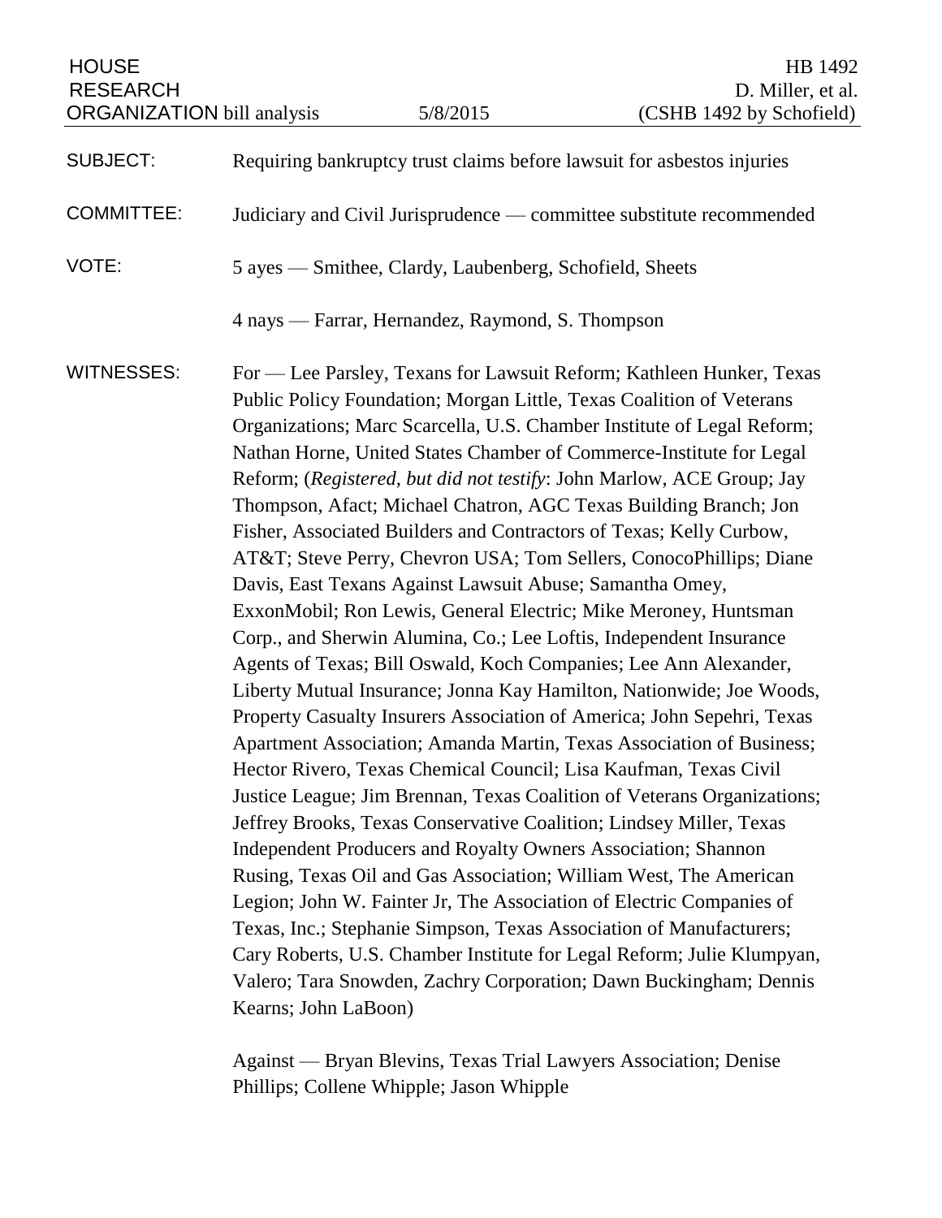HOUSE RESEARCH ORGANIZATION bill analysis 5/8/2015

HB 1492
D. Miller, et al.
(CSHB 1492 by Schofield)

SUBJECT: Requiring bankruptcy trust claims before lawsuit for asbestos injuries

COMMITTEE: Judiciary and Civil Jurisprudence — committee substitute recommended

VOTE: 5 ayes — Smithee, Clardy, Laubenberg, Schofield, Sheets

4 nays — Farrar, Hernandez, Raymond, S. Thompson

WITNESSES: For — Lee Parsley, Texans for Lawsuit Reform; Kathleen Hunker, Texas Public Policy Foundation; Morgan Little, Texas Coalition of Veterans Organizations; Marc Scarcella, U.S. Chamber Institute of Legal Reform; Nathan Horne, United States Chamber of Commerce-Institute for Legal Reform; (*Registered, but did not testify*: John Marlow, ACE Group; Jay Thompson, Afact; Michael Chatron, AGC Texas Building Branch; Jon Fisher, Associated Builders and Contractors of Texas; Kelly Curbow, AT&T; Steve Perry, Chevron USA; Tom Sellers, ConocoPhillips; Diane Davis, East Texans Against Lawsuit Abuse; Samantha Omey, ExxonMobil; Ron Lewis, General Electric; Mike Meroney, Huntsman Corp., and Sherwin Alumina, Co.; Lee Loftis, Independent Insurance Agents of Texas; Bill Oswald, Koch Companies; Lee Ann Alexander, Liberty Mutual Insurance; Jonna Kay Hamilton, Nationwide; Joe Woods, Property Casualty Insurers Association of America; John Sepehri, Texas Apartment Association; Amanda Martin, Texas Association of Business; Hector Rivero, Texas Chemical Council; Lisa Kaufman, Texas Civil Justice League; Jim Brennan, Texas Coalition of Veterans Organizations; Jeffrey Brooks, Texas Conservative Coalition; Lindsey Miller, Texas Independent Producers and Royalty Owners Association; Shannon Rusing, Texas Oil and Gas Association; William West, The American Legion; John W. Fainter Jr, The Association of Electric Companies of Texas, Inc.; Stephanie Simpson, Texas Association of Manufacturers; Cary Roberts, U.S. Chamber Institute for Legal Reform; Julie Klumpyan, Valero; Tara Snowden, Zachry Corporation; Dawn Buckingham; Dennis Kearns; John LaBoon)

Against — Bryan Blevins, Texas Trial Lawyers Association; Denise Phillips; Collene Whipple; Jason Whipple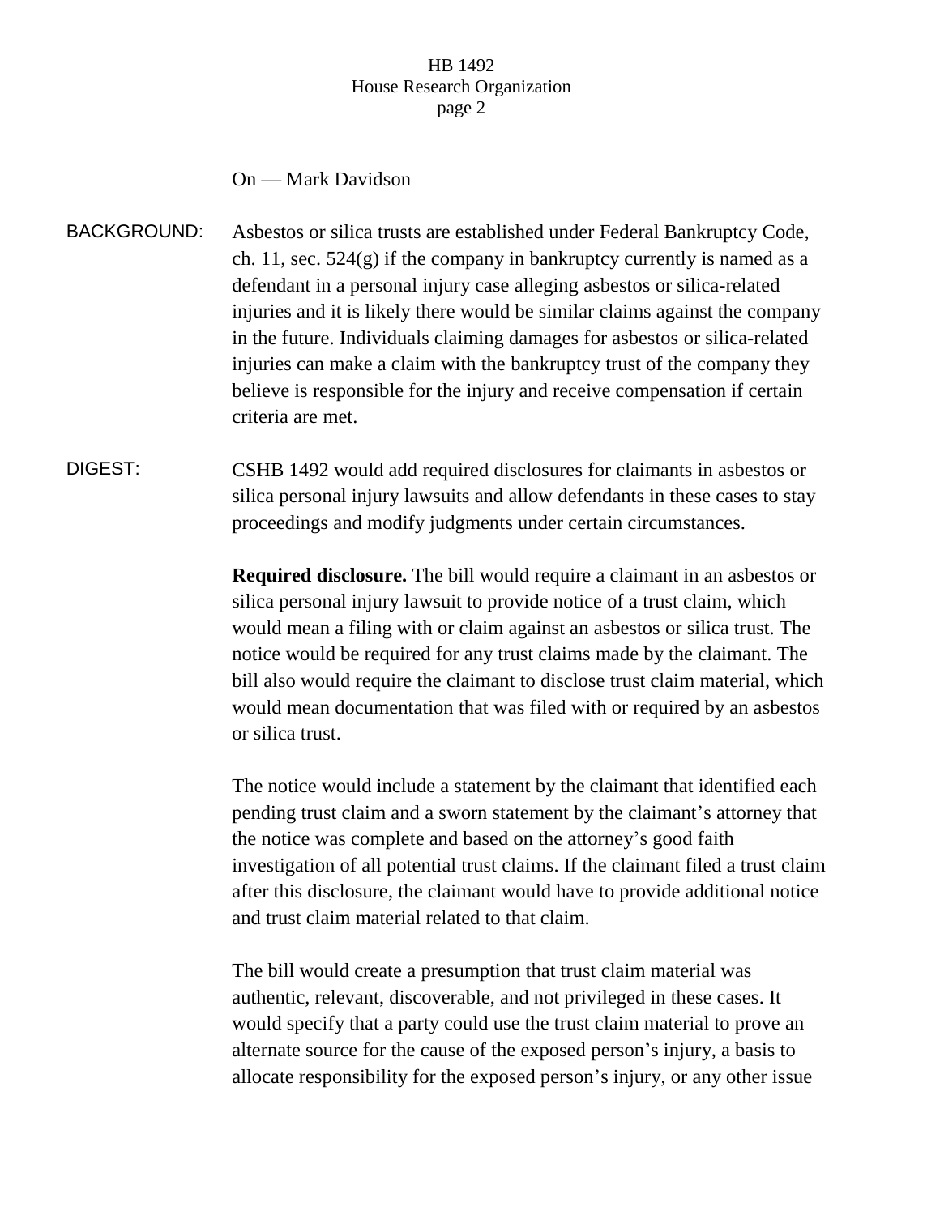On — Mark Davidson

**BACKGROUND:** Asbestos or silica trusts are established under Federal Bankruptcy Code, ch. 11, sec. 524(g) if the company in bankruptcy currently is named as a defendant in a personal injury case alleging asbestos or silica-related injuries and it is likely there would be similar claims against the company in the future. Individuals claiming damages for asbestos or silica-related injuries can make a claim with the bankruptcy trust of the company they believe is responsible for the injury and receive compensation if certain criteria are met.

**DIGEST:** CSHB 1492 would add required disclosures for claimants in asbestos or silica personal injury lawsuits and allow defendants in these cases to stay proceedings and modify judgments under certain circumstances.

**Required disclosure.** The bill would require a claimant in an asbestos or silica personal injury lawsuit to provide notice of a trust claim, which would mean a filing with or claim against an asbestos or silica trust. The notice would be required for any trust claims made by the claimant. The bill also would require the claimant to disclose trust claim material, which would mean documentation that was filed with or required by an asbestos or silica trust.

The notice would include a statement by the claimant that identified each pending trust claim and a sworn statement by the claimant's attorney that the notice was complete and based on the attorney's good faith investigation of all potential trust claims. If the claimant filed a trust claim after this disclosure, the claimant would have to provide additional notice and trust claim material related to that claim.

The bill would create a presumption that trust claim material was authentic, relevant, discoverable, and not privileged in these cases. It would specify that a party could use the trust claim material to prove an alternate source for the cause of the exposed person's injury, a basis to allocate responsibility for the exposed person's injury, or any other issue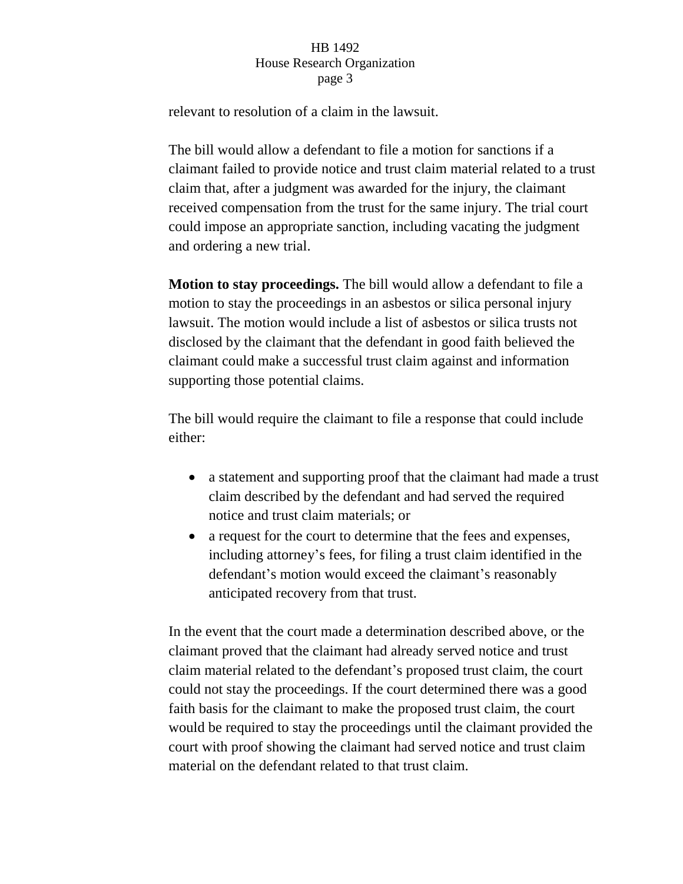relevant to resolution of a claim in the lawsuit.

The bill would allow a defendant to file a motion for sanctions if a claimant failed to provide notice and trust claim material related to a trust claim that, after a judgment was awarded for the injury, the claimant received compensation from the trust for the same injury. The trial court could impose an appropriate sanction, including vacating the judgment and ordering a new trial.

**Motion to stay proceedings.** The bill would allow a defendant to file a motion to stay the proceedings in an asbestos or silica personal injury lawsuit. The motion would include a list of asbestos or silica trusts not disclosed by the claimant that the defendant in good faith believed the claimant could make a successful trust claim against and information supporting those potential claims.

The bill would require the claimant to file a response that could include either:

- a statement and supporting proof that the claimant had made a trust claim described by the defendant and had served the required notice and trust claim materials; or
- a request for the court to determine that the fees and expenses, including attorney's fees, for filing a trust claim identified in the defendant's motion would exceed the claimant's reasonably anticipated recovery from that trust.

In the event that the court made a determination described above, or the claimant proved that the claimant had already served notice and trust claim material related to the defendant's proposed trust claim, the court could not stay the proceedings. If the court determined there was a good faith basis for the claimant to make the proposed trust claim, the court would be required to stay the proceedings until the claimant provided the court with proof showing the claimant had served notice and trust claim material on the defendant related to that trust claim.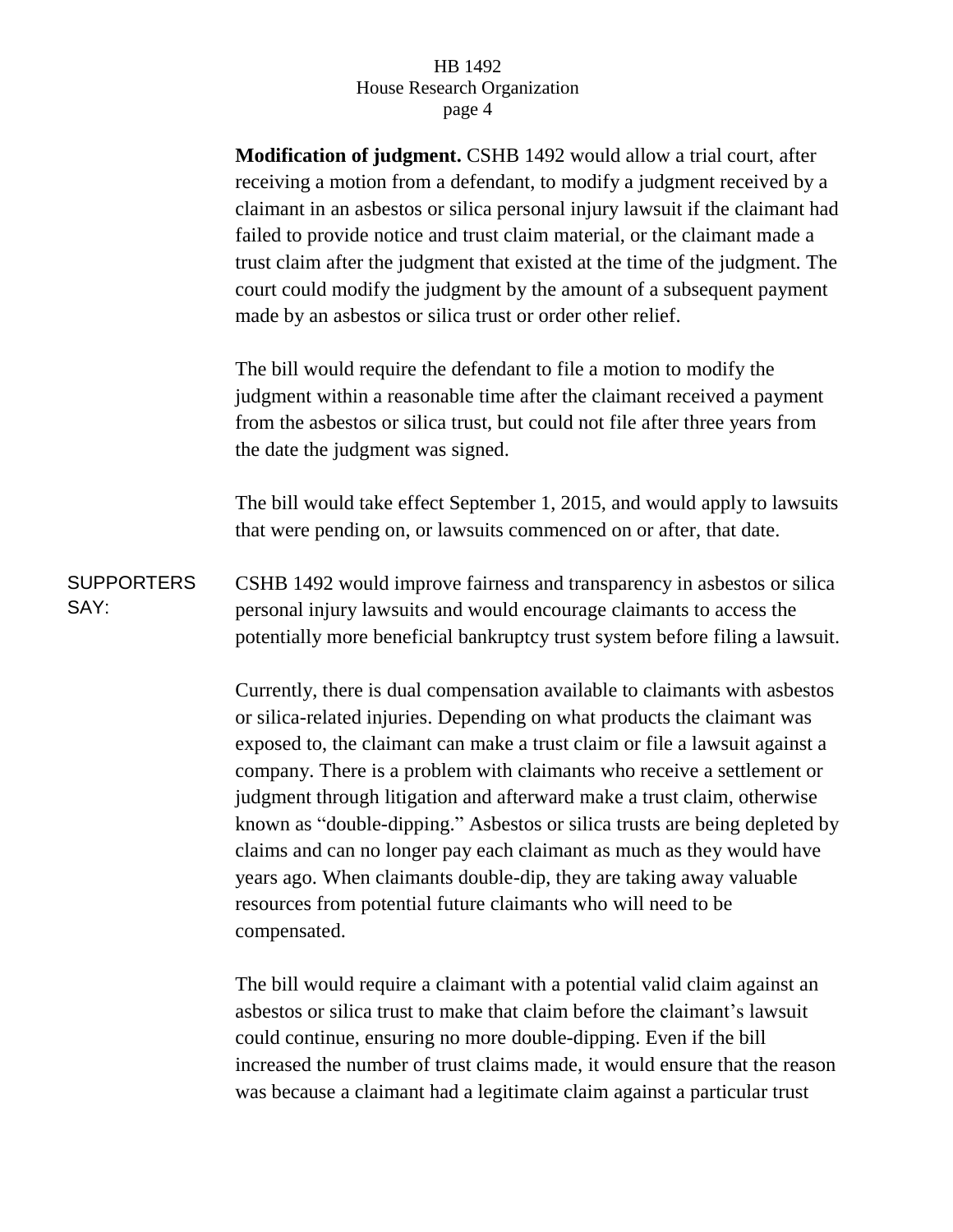**Modification of judgment.** CSHB 1492 would allow a trial court, after receiving a motion from a defendant, to modify a judgment received by a claimant in an asbestos or silica personal injury lawsuit if the claimant had failed to provide notice and trust claim material, or the claimant made a trust claim after the judgment that existed at the time of the judgment. The court could modify the judgment by the amount of a subsequent payment made by an asbestos or silica trust or order other relief.

The bill would require the defendant to file a motion to modify the judgment within a reasonable time after the claimant received a payment from the asbestos or silica trust, but could not file after three years from the date the judgment was signed.

The bill would take effect September 1, 2015, and would apply to lawsuits that were pending on, or lawsuits commenced on or after, that date.

SUPPORTERS SAY:

CSHB 1492 would improve fairness and transparency in asbestos or silica personal injury lawsuits and would encourage claimants to access the potentially more beneficial bankruptcy trust system before filing a lawsuit.

Currently, there is dual compensation available to claimants with asbestos or silica-related injuries. Depending on what products the claimant was exposed to, the claimant can make a trust claim or file a lawsuit against a company. There is a problem with claimants who receive a settlement or judgment through litigation and afterward make a trust claim, otherwise known as "double-dipping." Asbestos or silica trusts are being depleted by claims and can no longer pay each claimant as much as they would have years ago. When claimants double-dip, they are taking away valuable resources from potential future claimants who will need to be compensated.

The bill would require a claimant with a potential valid claim against an asbestos or silica trust to make that claim before the claimant's lawsuit could continue, ensuring no more double-dipping. Even if the bill increased the number of trust claims made, it would ensure that the reason was because a claimant had a legitimate claim against a particular trust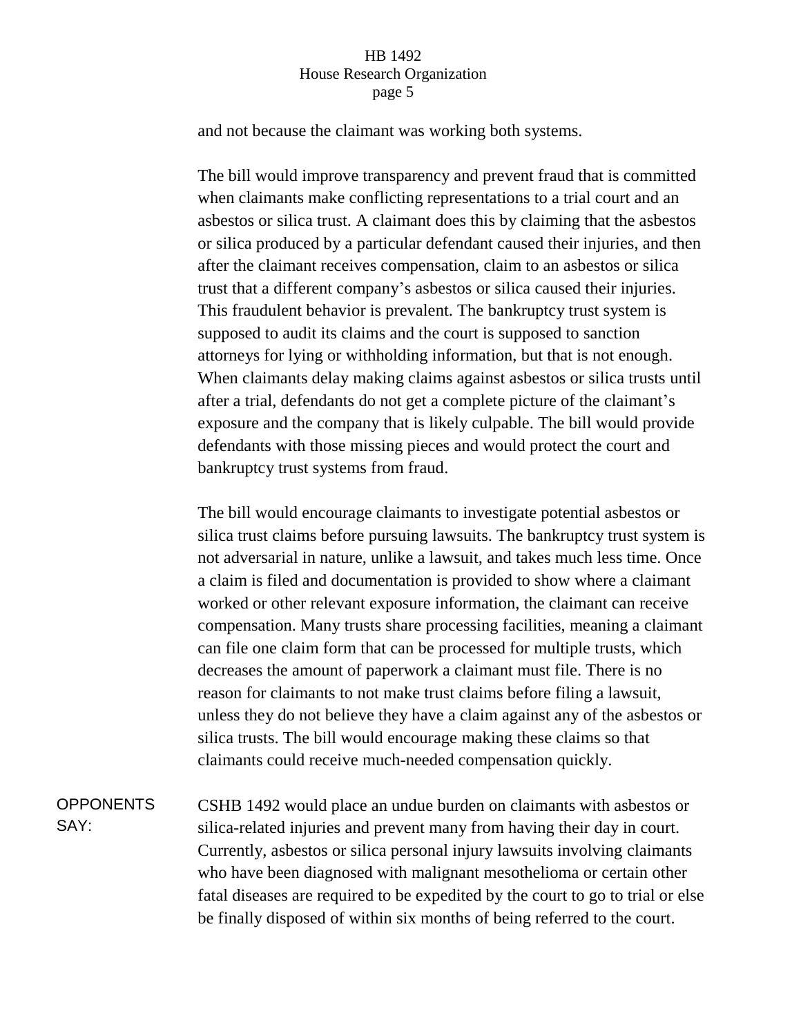and not because the claimant was working both systems.

The bill would improve transparency and prevent fraud that is committed when claimants make conflicting representations to a trial court and an asbestos or silica trust. A claimant does this by claiming that the asbestos or silica produced by a particular defendant caused their injuries, and then after the claimant receives compensation, claim to an asbestos or silica trust that a different company's asbestos or silica caused their injuries. This fraudulent behavior is prevalent. The bankruptcy trust system is supposed to audit its claims and the court is supposed to sanction attorneys for lying or withholding information, but that is not enough. When claimants delay making claims against asbestos or silica trusts until after a trial, defendants do not get a complete picture of the claimant's exposure and the company that is likely culpable. The bill would provide defendants with those missing pieces and would protect the court and bankruptcy trust systems from fraud.

The bill would encourage claimants to investigate potential asbestos or silica trust claims before pursuing lawsuits. The bankruptcy trust system is not adversarial in nature, unlike a lawsuit, and takes much less time. Once a claim is filed and documentation is provided to show where a claimant worked or other relevant exposure information, the claimant can receive compensation. Many trusts share processing facilities, meaning a claimant can file one claim form that can be processed for multiple trusts, which decreases the amount of paperwork a claimant must file. There is no reason for claimants to not make trust claims before filing a lawsuit, unless they do not believe they have a claim against any of the asbestos or silica trusts. The bill would encourage making these claims so that claimants could receive much-needed compensation quickly.

**OPPONENTS SAY:**

CSHB 1492 would place an undue burden on claimants with asbestos or silica-related injuries and prevent many from having their day in court. Currently, asbestos or silica personal injury lawsuits involving claimants who have been diagnosed with malignant mesothelioma or certain other fatal diseases are required to be expedited by the court to go to trial or else be finally disposed of within six months of being referred to the court.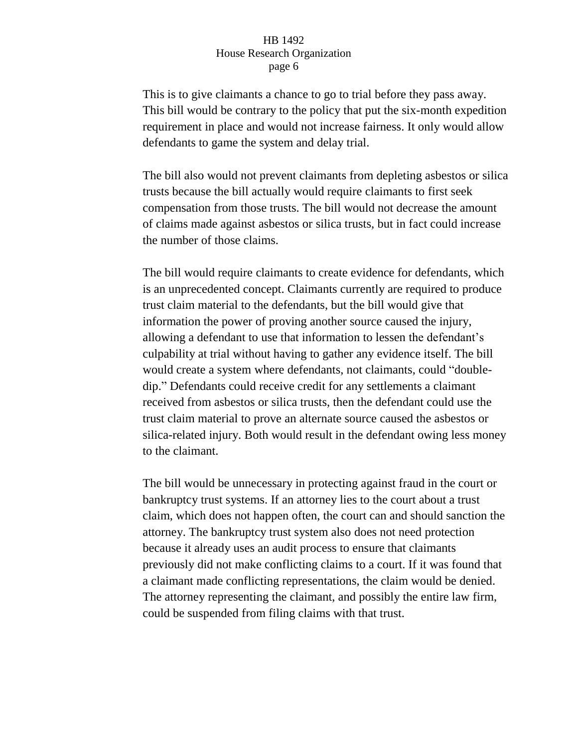This is to give claimants a chance to go to trial before they pass away. This bill would be contrary to the policy that put the six-month expedition requirement in place and would not increase fairness. It only would allow defendants to game the system and delay trial.

The bill also would not prevent claimants from depleting asbestos or silica trusts because the bill actually would require claimants to first seek compensation from those trusts. The bill would not decrease the amount of claims made against asbestos or silica trusts, but in fact could increase the number of those claims.

The bill would require claimants to create evidence for defendants, which is an unprecedented concept. Claimants currently are required to produce trust claim material to the defendants, but the bill would give that information the power of proving another source caused the injury, allowing a defendant to use that information to lessen the defendant's culpability at trial without having to gather any evidence itself. The bill would create a system where defendants, not claimants, could "double-dip." Defendants could receive credit for any settlements a claimant received from asbestos or silica trusts, then the defendant could use the trust claim material to prove an alternate source caused the asbestos or silica-related injury. Both would result in the defendant owing less money to the claimant.

The bill would be unnecessary in protecting against fraud in the court or bankruptcy trust systems. If an attorney lies to the court about a trust claim, which does not happen often, the court can and should sanction the attorney. The bankruptcy trust system also does not need protection because it already uses an audit process to ensure that claimants previously did not make conflicting claims to a court. If it was found that a claimant made conflicting representations, the claim would be denied. The attorney representing the claimant, and possibly the entire law firm, could be suspended from filing claims with that trust.